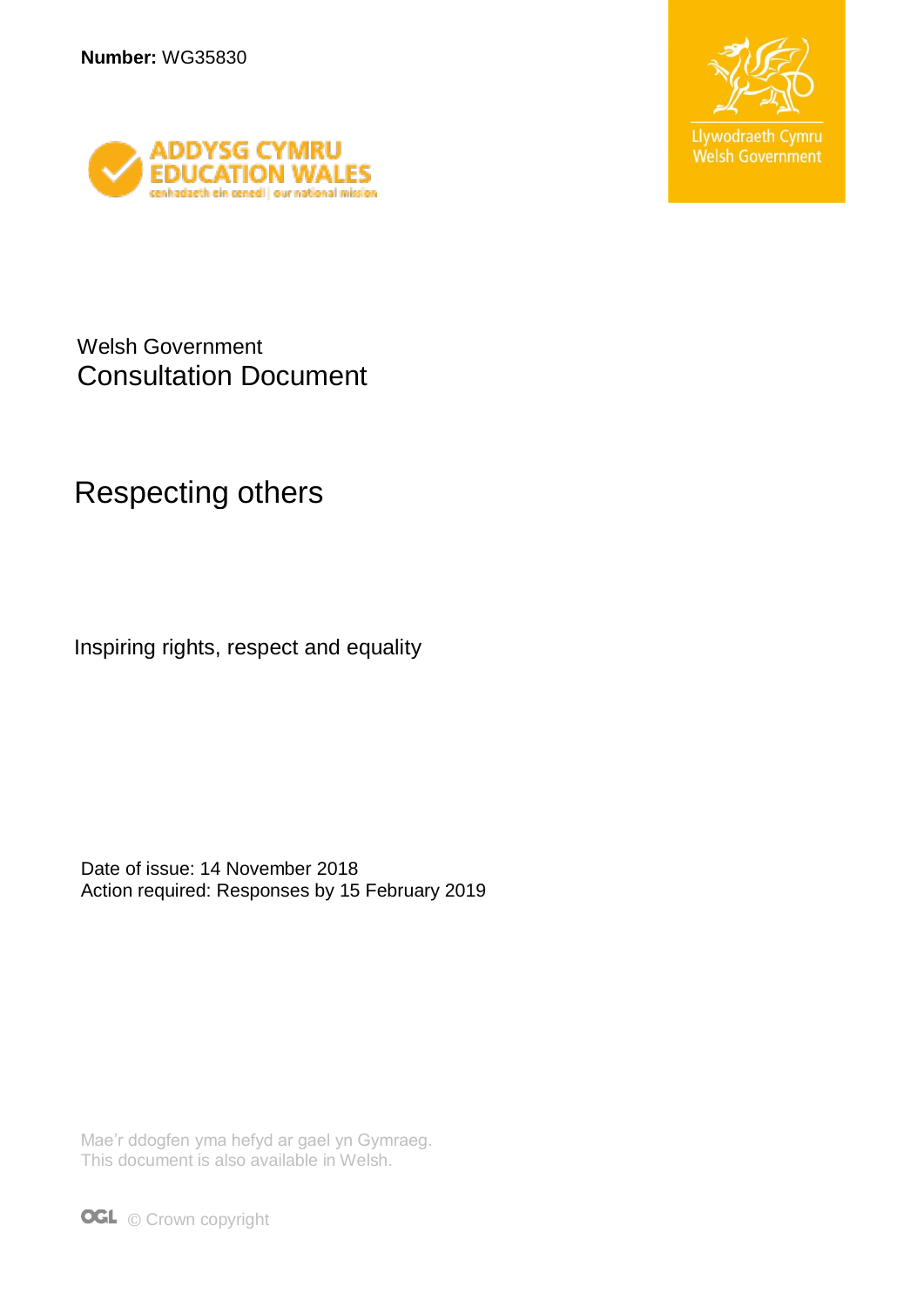**Number:** WG35830

ADDYSG CYMRU
EDUCATION WALES
cenhadaeth ein cenedl | our national mission

Llywodraeth Cymru
Welsh Government

Welsh Government
Consultation Document

# Respecting others

Inspiring rights, respect and equality

Date of issue: 14 November 2018
Action required: Responses by 15 February 2019

Mae'r ddogfen yma hefyd ar gael yn Gymraeg.
This document is also available in Welsh.

OGL © Crown copyright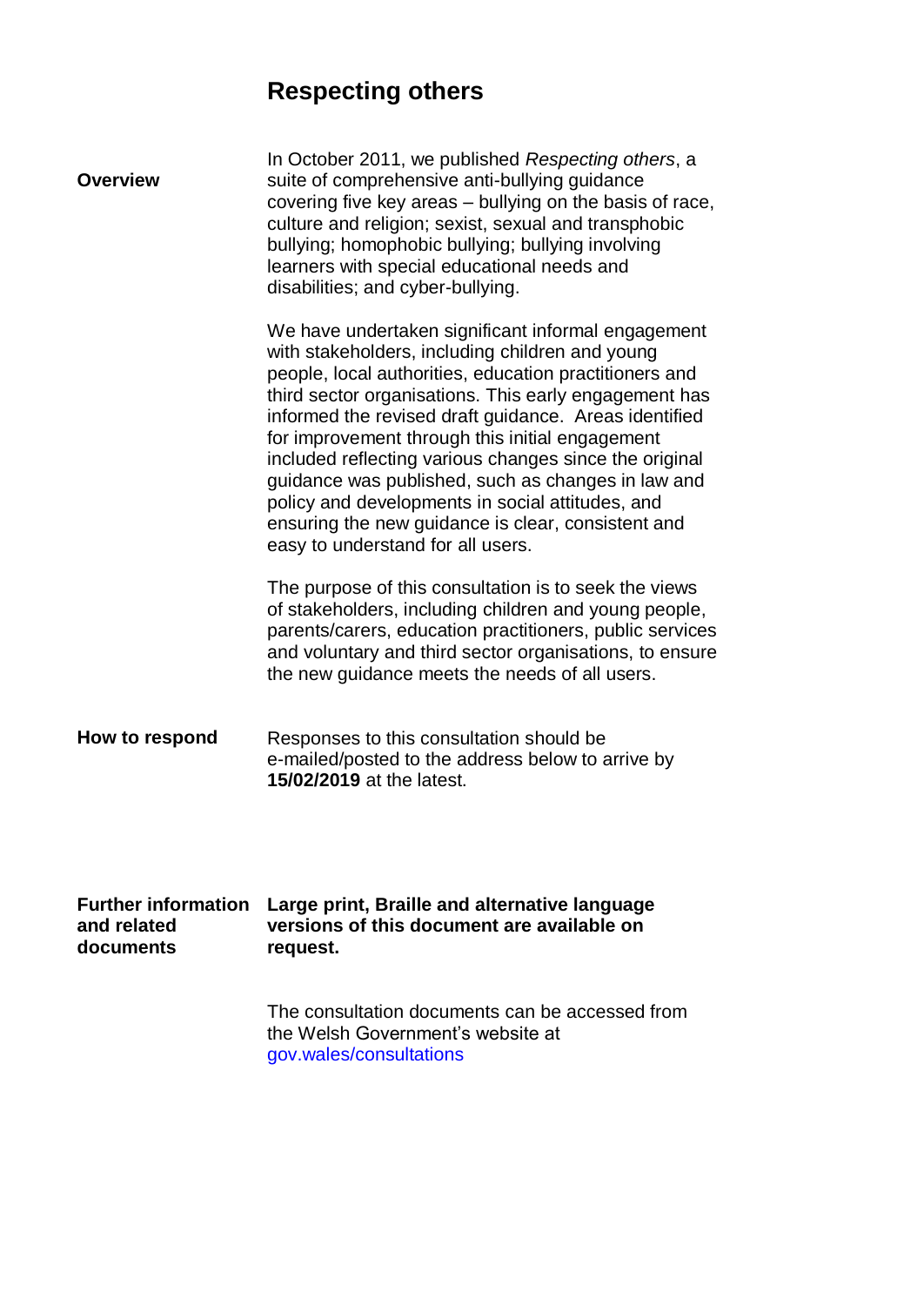# Respecting others

**Overview**

In October 2011, we published *Respecting others*, a suite of comprehensive anti-bullying guidance covering five key areas – bullying on the basis of race, culture and religion; sexist, sexual and transphobic bullying; homophobic bullying; bullying involving learners with special educational needs and disabilities; and cyber-bullying.

We have undertaken significant informal engagement with stakeholders, including children and young people, local authorities, education practitioners and third sector organisations. This early engagement has informed the revised draft guidance. Areas identified for improvement through this initial engagement included reflecting various changes since the original guidance was published, such as changes in law and policy and developments in social attitudes, and ensuring the new guidance is clear, consistent and easy to understand for all users.

The purpose of this consultation is to seek the views of stakeholders, including children and young people, parents/carers, education practitioners, public services and voluntary and third sector organisations, to ensure the new guidance meets the needs of all users.

**How to respond**

Responses to this consultation should be e-mailed/posted to the address below to arrive by **15/02/2019** at the latest.

**Further information and related documents**

**Large print, Braille and alternative language versions of this document are available on request.**

The consultation documents can be accessed from the Welsh Government's website at gov.wales/consultations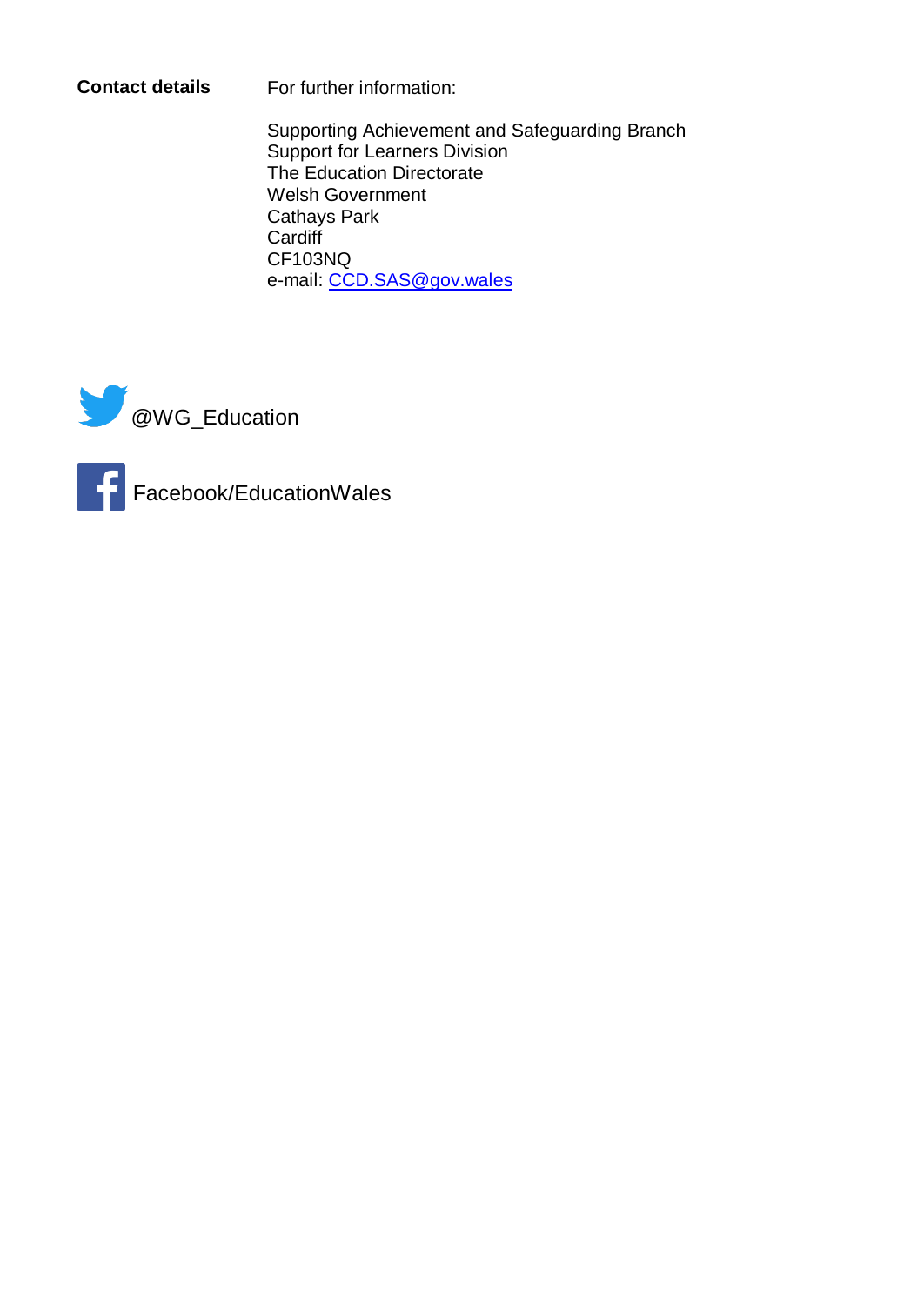**Contact details**

For further information:

Supporting Achievement and Safeguarding Branch
Support for Learners Division
The Education Directorate
Welsh Government
Cathays Park
Cardiff
CF103NQ
e-mail: CCD.SAS@gov.wales

@WG_Education

Facebook/EducationWales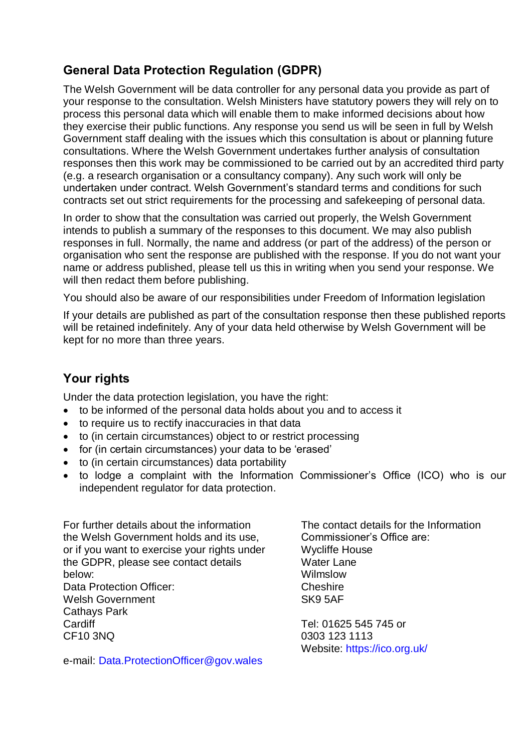## General Data Protection Regulation (GDPR)

The Welsh Government will be data controller for any personal data you provide as part of your response to the consultation. Welsh Ministers have statutory powers they will rely on to process this personal data which will enable them to make informed decisions about how they exercise their public functions. Any response you send us will be seen in full by Welsh Government staff dealing with the issues which this consultation is about or planning future consultations. Where the Welsh Government undertakes further analysis of consultation responses then this work may be commissioned to be carried out by an accredited third party (e.g. a research organisation or a consultancy company). Any such work will only be undertaken under contract. Welsh Government's standard terms and conditions for such contracts set out strict requirements for the processing and safekeeping of personal data.

In order to show that the consultation was carried out properly, the Welsh Government intends to publish a summary of the responses to this document. We may also publish responses in full. Normally, the name and address (or part of the address) of the person or organisation who sent the response are published with the response. If you do not want your name or address published, please tell us this in writing when you send your response. We will then redact them before publishing.

You should also be aware of our responsibilities under Freedom of Information legislation

If your details are published as part of the consultation response then these published reports will be retained indefinitely. Any of your data held otherwise by Welsh Government will be kept for no more than three years.

## Your rights

Under the data protection legislation, you have the right:

- to be informed of the personal data holds about you and to access it
- to require us to rectify inaccuracies in that data
- to (in certain circumstances) object to or restrict processing
- for (in certain circumstances) your data to be 'erased'
- to (in certain circumstances) data portability
- to lodge a complaint with the Information Commissioner's Office (ICO) who is our independent regulator for data protection.

For further details about the information the Welsh Government holds and its use, or if you want to exercise your rights under the GDPR, please see contact details below:
Data Protection Officer:
Welsh Government
Cathays Park
Cardiff
CF10 3NQ

e-mail: Data.ProtectionOfficer@gov.wales

The contact details for the Information Commissioner's Office are:
Wycliffe House
Water Lane
Wilmslow
Cheshire
SK9 5AF

Tel: 01625 545 745 or
0303 123 1113
Website: https://ico.org.uk/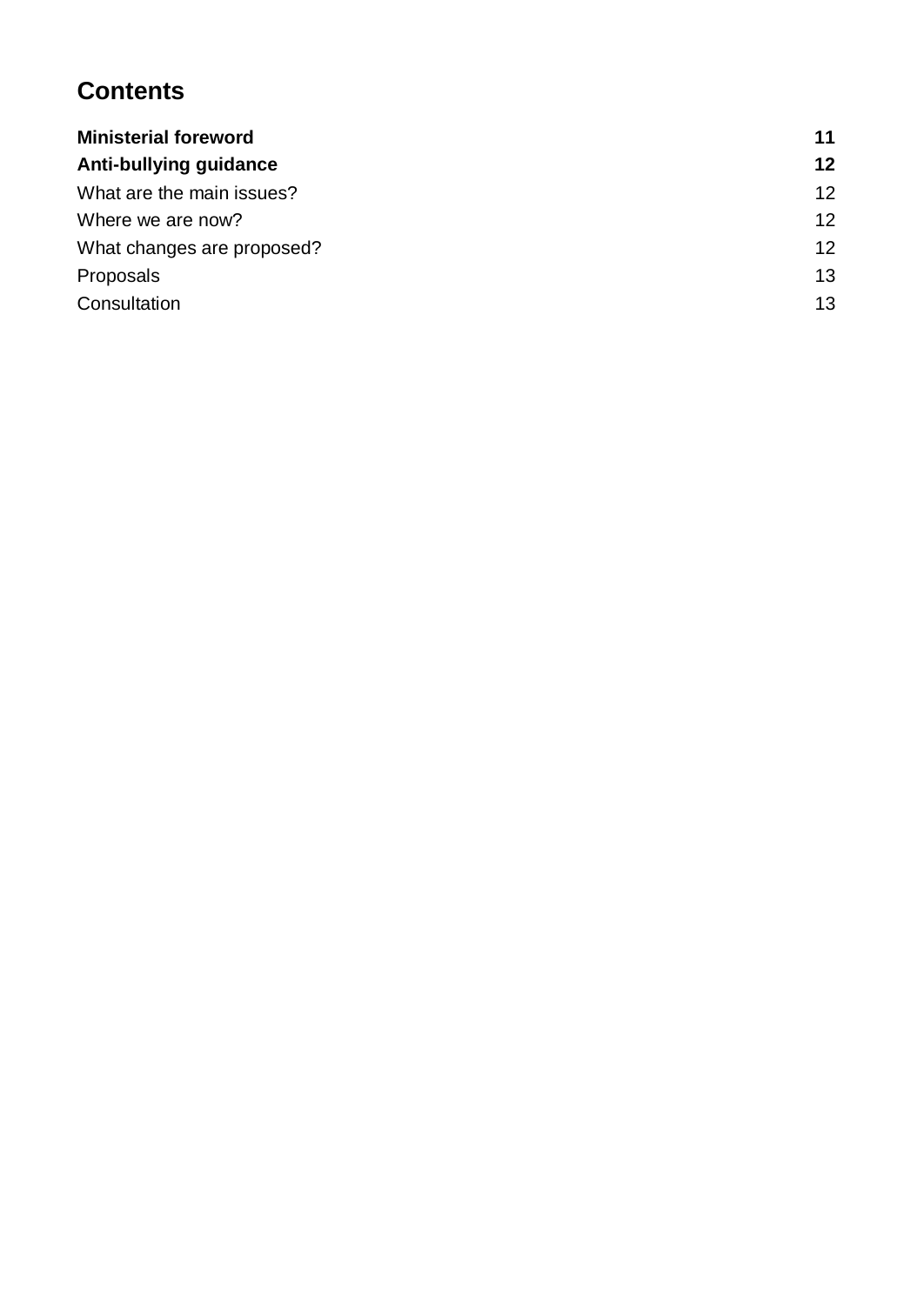# Contents

| | |
|---|---|
| **Ministerial foreword** | **11** |
| **Anti-bullying guidance** | **12** |
| What are the main issues? | 12 |
| Where we are now? | 12 |
| What changes are proposed? | 12 |
| Proposals | 13 |
| Consultation | 13 |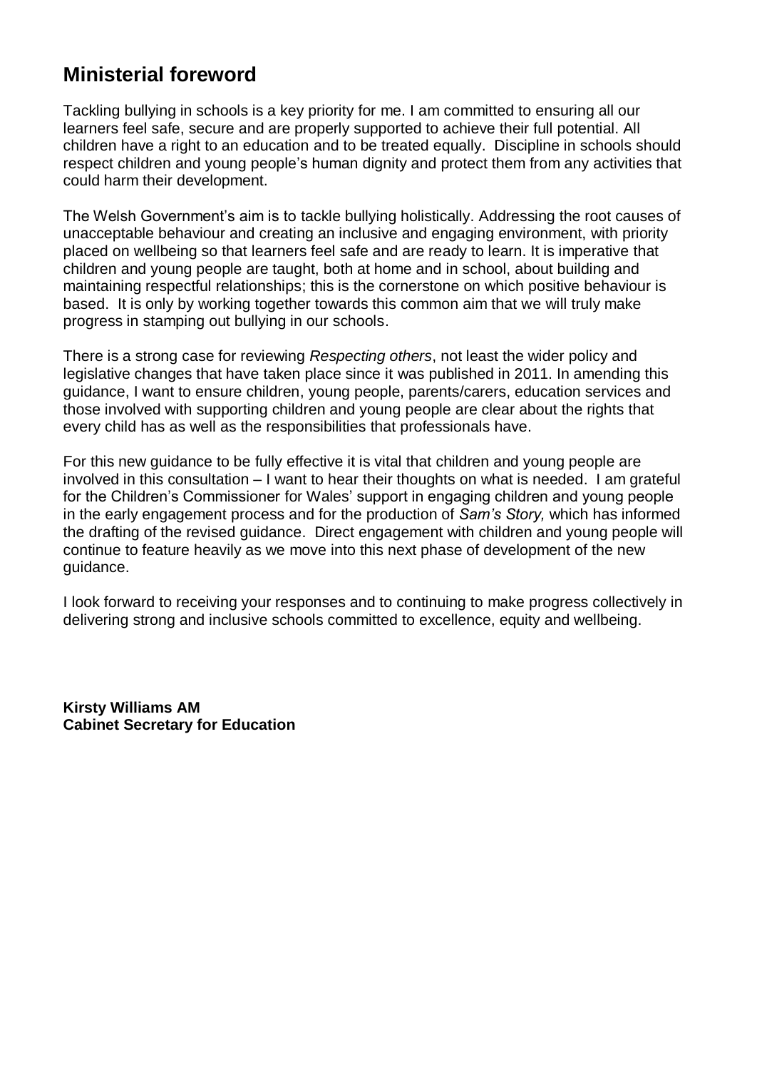## Ministerial foreword

Tackling bullying in schools is a key priority for me. I am committed to ensuring all our learners feel safe, secure and are properly supported to achieve their full potential. All children have a right to an education and to be treated equally. Discipline in schools should respect children and young people's human dignity and protect them from any activities that could harm their development.

The Welsh Government's aim is to tackle bullying holistically. Addressing the root causes of unacceptable behaviour and creating an inclusive and engaging environment, with priority placed on wellbeing so that learners feel safe and are ready to learn. It is imperative that children and young people are taught, both at home and in school, about building and maintaining respectful relationships; this is the cornerstone on which positive behaviour is based. It is only by working together towards this common aim that we will truly make progress in stamping out bullying in our schools.

There is a strong case for reviewing *Respecting others*, not least the wider policy and legislative changes that have taken place since it was published in 2011. In amending this guidance, I want to ensure children, young people, parents/carers, education services and those involved with supporting children and young people are clear about the rights that every child has as well as the responsibilities that professionals have.

For this new guidance to be fully effective it is vital that children and young people are involved in this consultation – I want to hear their thoughts on what is needed. I am grateful for the Children's Commissioner for Wales' support in engaging children and young people in the early engagement process and for the production of *Sam's Story,* which has informed the drafting of the revised guidance. Direct engagement with children and young people will continue to feature heavily as we move into this next phase of development of the new guidance.

I look forward to receiving your responses and to continuing to make progress collectively in delivering strong and inclusive schools committed to excellence, equity and wellbeing.

**Kirsty Williams AM**
**Cabinet Secretary for Education**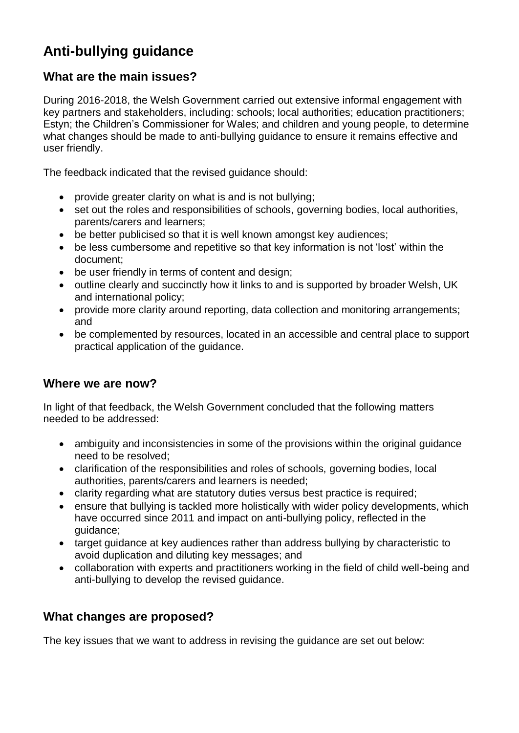# Anti-bullying guidance

## What are the main issues?

During 2016-2018, the Welsh Government carried out extensive informal engagement with key partners and stakeholders, including: schools; local authorities; education practitioners; Estyn; the Children's Commissioner for Wales; and children and young people, to determine what changes should be made to anti-bullying guidance to ensure it remains effective and user friendly.

The feedback indicated that the revised guidance should:

- provide greater clarity on what is and is not bullying;
- set out the roles and responsibilities of schools, governing bodies, local authorities, parents/carers and learners;
- be better publicised so that it is well known amongst key audiences;
- be less cumbersome and repetitive so that key information is not 'lost' within the document;
- be user friendly in terms of content and design;
- outline clearly and succinctly how it links to and is supported by broader Welsh, UK and international policy;
- provide more clarity around reporting, data collection and monitoring arrangements; and
- be complemented by resources, located in an accessible and central place to support practical application of the guidance.

## Where we are now?

In light of that feedback, the Welsh Government concluded that the following matters needed to be addressed:

- ambiguity and inconsistencies in some of the provisions within the original guidance need to be resolved;
- clarification of the responsibilities and roles of schools, governing bodies, local authorities, parents/carers and learners is needed;
- clarity regarding what are statutory duties versus best practice is required;
- ensure that bullying is tackled more holistically with wider policy developments, which have occurred since 2011 and impact on anti-bullying policy, reflected in the guidance;
- target guidance at key audiences rather than address bullying by characteristic to avoid duplication and diluting key messages; and
- collaboration with experts and practitioners working in the field of child well-being and anti-bullying to develop the revised guidance.

## What changes are proposed?

The key issues that we want to address in revising the guidance are set out below: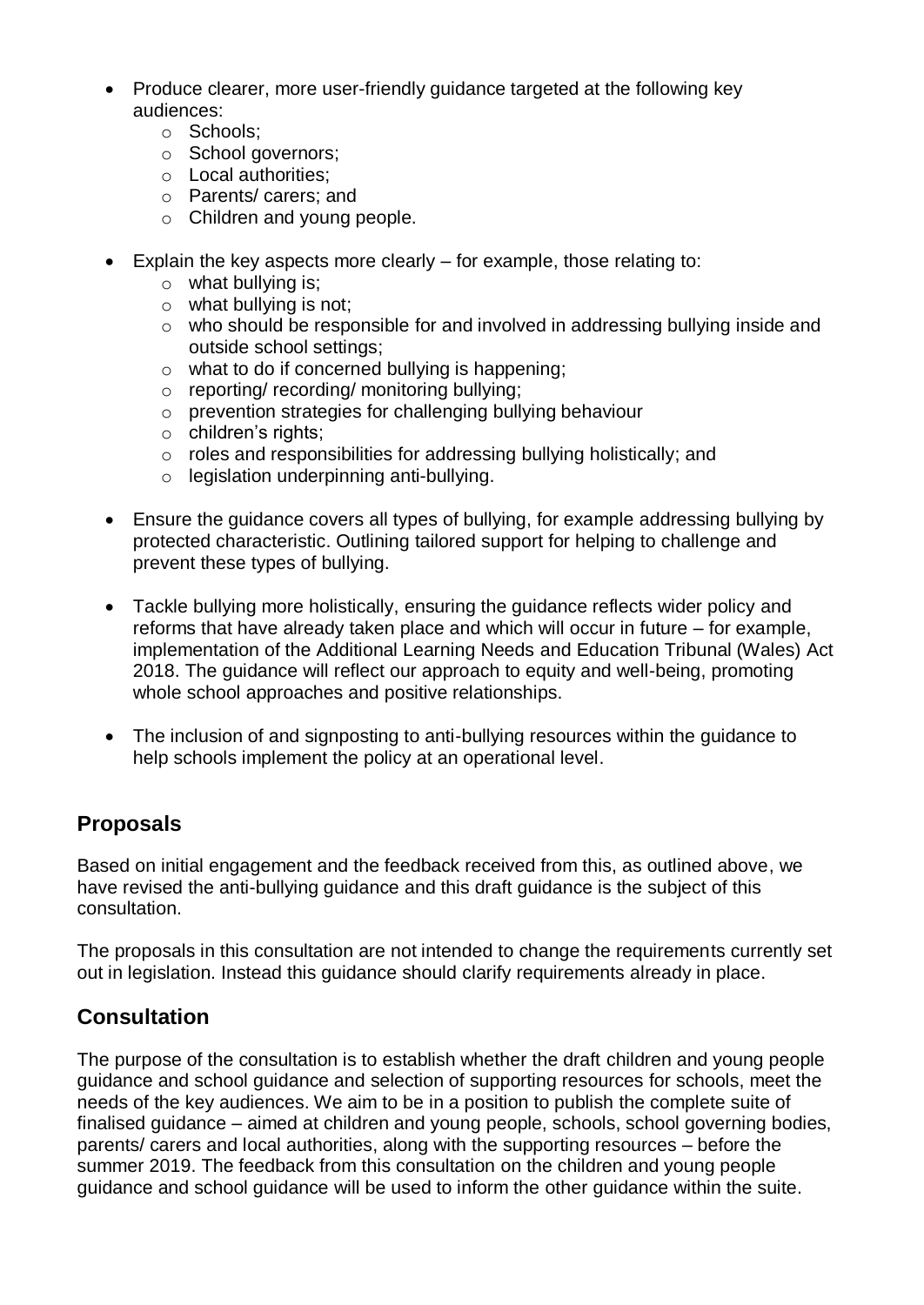- Produce clearer, more user-friendly guidance targeted at the following key audiences:
    - Schools;
    - School governors;
    - Local authorities;
    - Parents/ carers; and
    - Children and young people.

- Explain the key aspects more clearly – for example, those relating to:
    - what bullying is;
    - what bullying is not;
    - who should be responsible for and involved in addressing bullying inside and outside school settings;
    - what to do if concerned bullying is happening;
    - reporting/ recording/ monitoring bullying;
    - prevention strategies for challenging bullying behaviour
    - children's rights;
    - roles and responsibilities for addressing bullying holistically; and
    - legislation underpinning anti-bullying.

- Ensure the guidance covers all types of bullying, for example addressing bullying by protected characteristic. Outlining tailored support for helping to challenge and prevent these types of bullying.

- Tackle bullying more holistically, ensuring the guidance reflects wider policy and reforms that have already taken place and which will occur in future – for example, implementation of the Additional Learning Needs and Education Tribunal (Wales) Act 2018. The guidance will reflect our approach to equity and well-being, promoting whole school approaches and positive relationships.

- The inclusion of and signposting to anti-bullying resources within the guidance to help schools implement the policy at an operational level.

## Proposals

Based on initial engagement and the feedback received from this, as outlined above, we have revised the anti-bullying guidance and this draft guidance is the subject of this consultation.

The proposals in this consultation are not intended to change the requirements currently set out in legislation. Instead this guidance should clarify requirements already in place.

## Consultation

The purpose of the consultation is to establish whether the draft children and young people guidance and school guidance and selection of supporting resources for schools, meet the needs of the key audiences. We aim to be in a position to publish the complete suite of finalised guidance – aimed at children and young people, schools, school governing bodies, parents/ carers and local authorities, along with the supporting resources – before the summer 2019. The feedback from this consultation on the children and young people guidance and school guidance will be used to inform the other guidance within the suite.